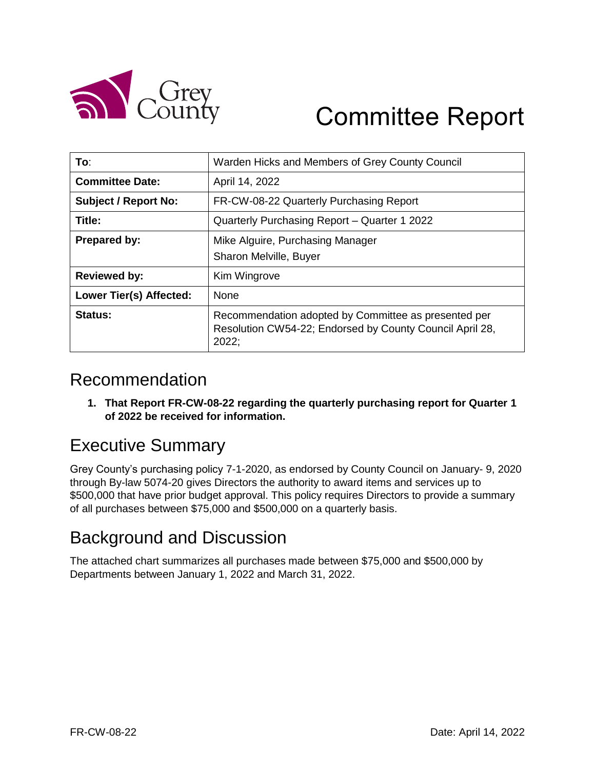# Committee Report

| | |
|---|---|
| **To**: | Warden Hicks and Members of Grey County Council |
| **Committee Date:** | April 14, 2022 |
| **Subject / Report No:** | FR-CW-08-22 Quarterly Purchasing Report |
| **Title:** | Quarterly Purchasing Report – Quarter 1 2022 |
| **Prepared by:** | Mike Alguire, Purchasing Manager<br>Sharon Melville, Buyer |
| **Reviewed by:** | Kim Wingrove |
| **Lower Tier(s) Affected:** | None |
| **Status:** | Recommendation adopted by Committee as presented per Resolution CW54-22; Endorsed by County Council April 28, 2022; |

## Recommendation

1. **That Report FR-CW-08-22 regarding the quarterly purchasing report for Quarter 1 of 2022 be received for information.**

## Executive Summary

Grey County's purchasing policy 7-1-2020, as endorsed by County Council on January- 9, 2020 through By-law 5074-20 gives Directors the authority to award items and services up to $500,000 that have prior budget approval. This policy requires Directors to provide a summary of all purchases between $75,000 and $500,000 on a quarterly basis.

## Background and Discussion

The attached chart summarizes all purchases made between $75,000 and $500,000 by Departments between January 1, 2022 and March 31, 2022.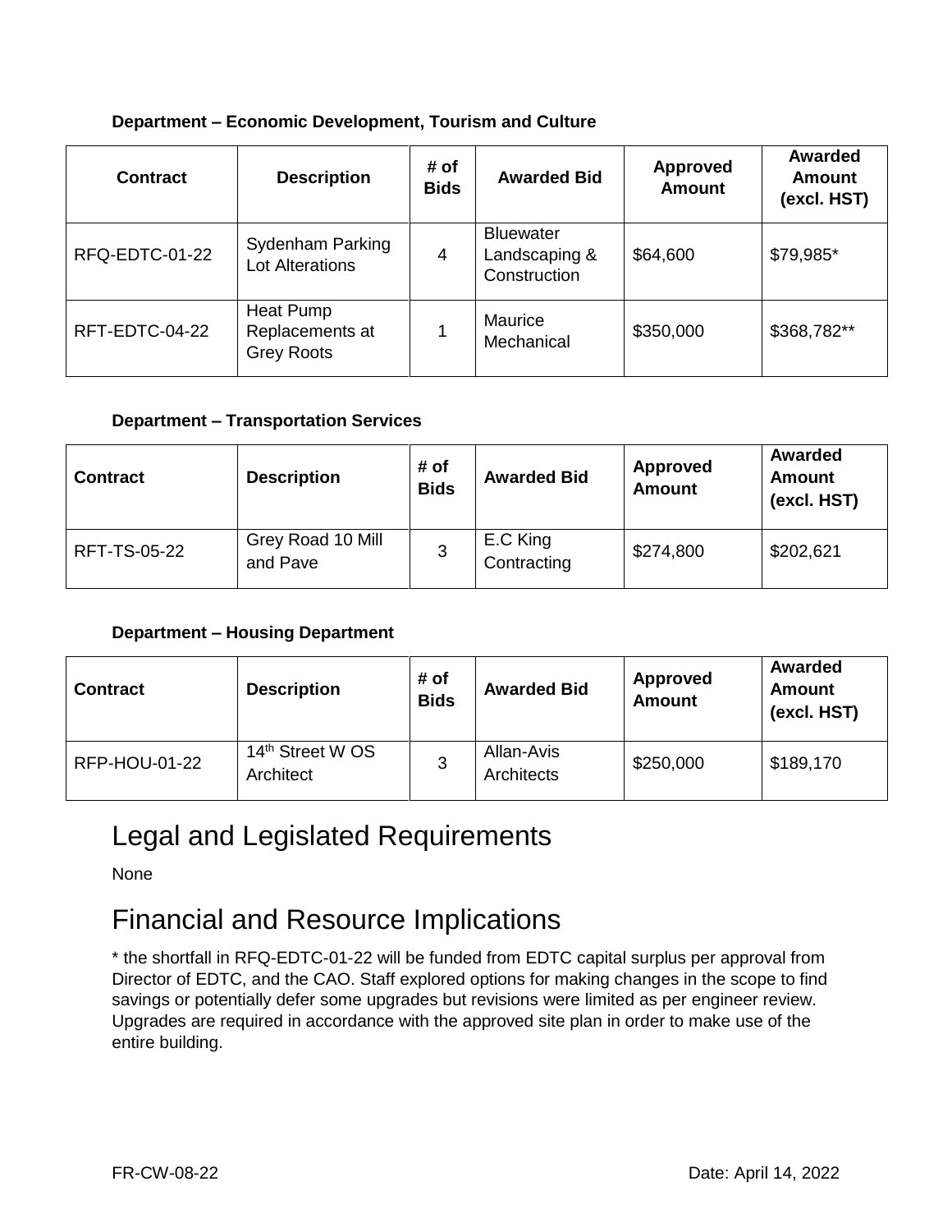**Department – Economic Development, Tourism and Culture**

| Contract | Description | # of Bids | Awarded Bid | Approved Amount | Awarded Amount (excl. HST) |
|---|---|---|---|---|---|
| RFQ-EDTC-01-22 | Sydenham Parking Lot Alterations | 4 | Bluewater Landscaping & Construction | $64,600 | $79,985* |
| RFT-EDTC-04-22 | Heat Pump Replacements at Grey Roots | 1 | Maurice Mechanical | $350,000 | $368,782** |

**Department – Transportation Services**

| Contract | Description | # of Bids | Awarded Bid | Approved Amount | Awarded Amount (excl. HST) |
|---|---|---|---|---|---|
| RFT-TS-05-22 | Grey Road 10 Mill and Pave | 3 | E.C King Contracting | $274,800 | $202,621 |

**Department – Housing Department**

| Contract | Description | # of Bids | Awarded Bid | Approved Amount | Awarded Amount (excl. HST) |
|---|---|---|---|---|---|
| RFP-HOU-01-22 | 14th Street W OS Architect | 3 | Allan-Avis Architects | $250,000 | $189,170 |

# Legal and Legislated Requirements

None

# Financial and Resource Implications

* the shortfall in RFQ-EDTC-01-22 will be funded from EDTC capital surplus per approval from Director of EDTC, and the CAO. Staff explored options for making changes in the scope to find savings or potentially defer some upgrades but revisions were limited as per engineer review. Upgrades are required in accordance with the approved site plan in order to make use of the entire building.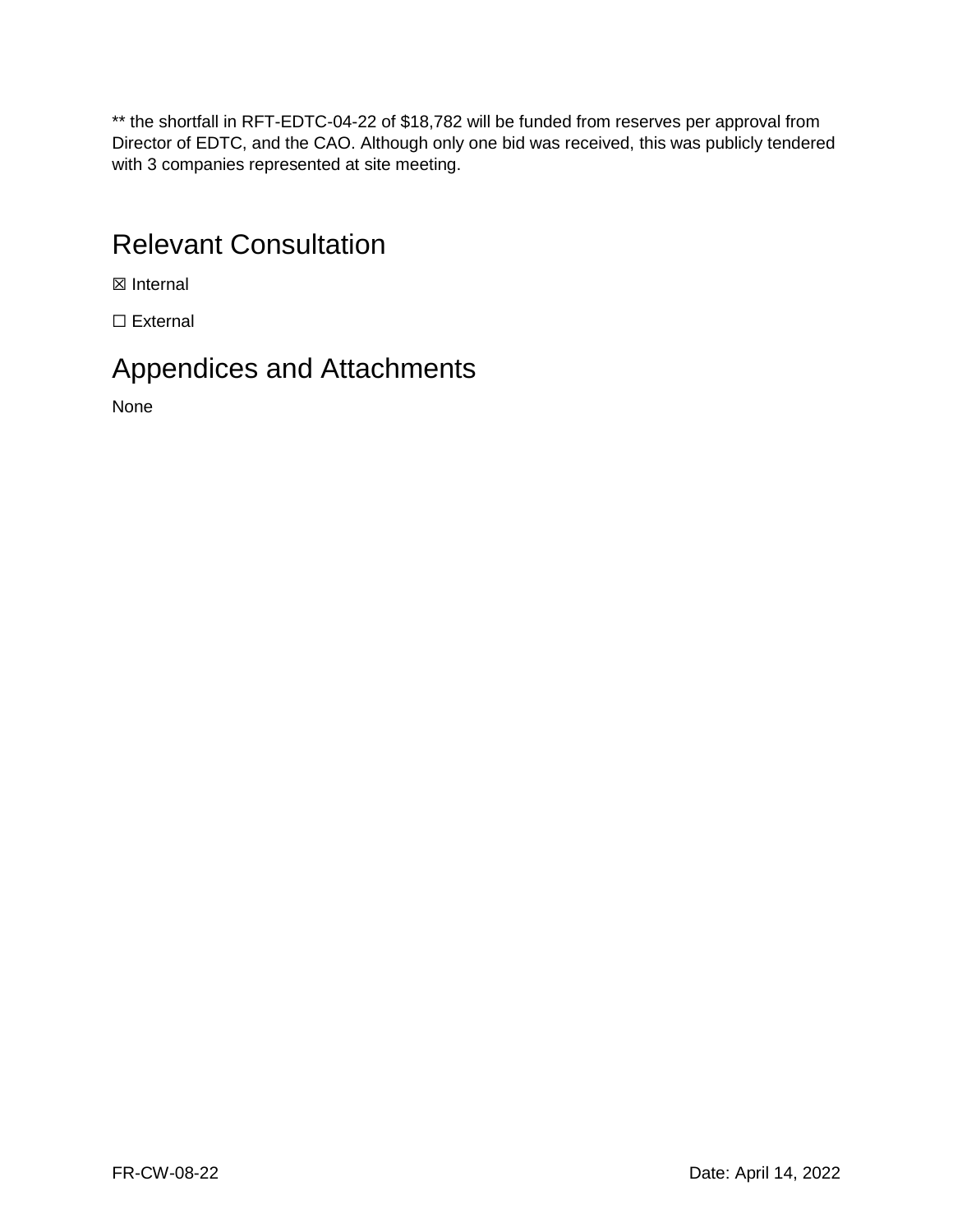** the shortfall in RFT-EDTC-04-22 of $18,782 will be funded from reserves per approval from Director of EDTC, and the CAO. Although only one bid was received, this was publicly tendered with 3 companies represented at site meeting.

## Relevant Consultation

☒ Internal

☐ External

## Appendices and Attachments

None